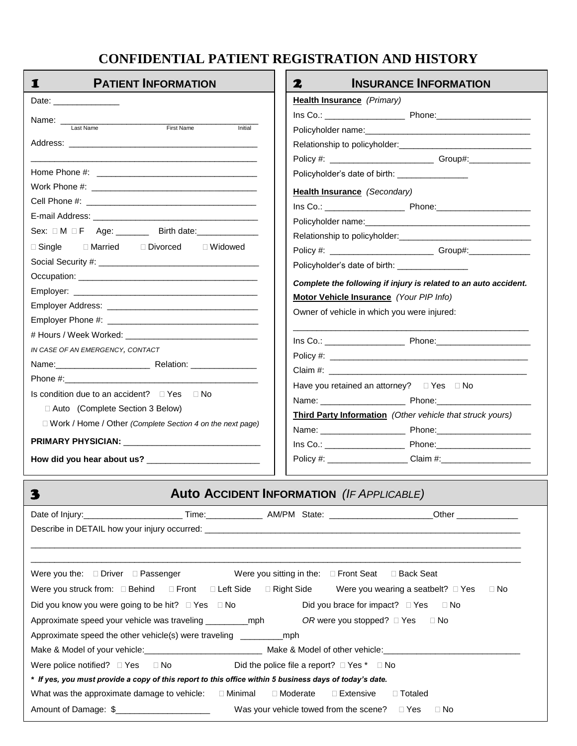# CONFIDENTIAL PATIENT REGISTRATION AND HISTORY

## 1 PATIENT INFORMATION

Date: ______________

Name: ________________________________________
Last Name First Name Initial

Address: ________________________________________

________________________________________________

Home Phone #: ________________________________

Work Phone #: ________________________________

Cell Phone #: ________________________________

E-mail Address: ______________________________

Sex: □ M □ F Age: _______ Birth date:_____________

□ Single □ Married □ Divorced □ Widowed

Social Security #: ____________________________

Occupation: _________________________________

Employer: ___________________________________

Employer Address: ____________________________

Employer Phone #: ____________________________

# Hours / Week Worked: ________________________

*IN CASE OF AN EMERGENCY, CONTACT*

Name:____________________ Relation: ______________

Phone #:_____________________________________

Is condition due to an accident? □ Yes □ No

□ Auto (Complete Section 3 Below)

□ Work / Home / Other *(Complete Section 4 on the next page)*

**PRIMARY PHYSICIAN:** _____________________________

**How did you hear about us?** _______________________

## 2 INSURANCE INFORMATION

**Health Insurance** *(Primary)*

Ins Co.: _________________ Phone:____________________

Policyholder name:__________________________________

Relationship to policyholder:___________________________

Policy #: _____________________ Group#:_____________

Policyholder's date of birth: _______________

**Health Insurance** *(Secondary)*

Ins Co.: _________________ Phone:____________________

Policyholder name:__________________________________

Relationship to policyholder:___________________________

Policy #: _____________________ Group#:_____________

Policyholder's date of birth: _______________

***Complete the following if injury is related to an auto accident.***

**Motor Vehicle Insurance** *(Your PIP Info)*

Owner of vehicle in which you were injured:

___________________________________________________

Ins Co.: _________________ Phone:____________________

Policy #: _________________________________________

Claim #: _________________________________________

Have you retained an attorney? □ Yes □ No

Name: __________________ Phone:____________________

**Third Party Information** *(Other vehicle that struck yours)*

Name: __________________ Phone:____________________

Ins Co.: _________________ Phone:____________________

Policy #: _________________ Claim #:___________________

## 3 Auto ACCIDENT INFORMATION *(IF APPLICABLE)*

Date of Injury:_____________________ Time:____________ AM/PM State: _____________________Other _____________

Describe in DETAIL how your injury occurred: ____________________________________________________________

__________________________________________________________________________________________________

__________________________________________________________________________________________________

Were you the: □ Driver □ Passenger Were you sitting in the: □ Front Seat □ Back Seat

Were you struck from: □ Behind □ Front □ Left Side □ Right Side Were you wearing a seatbelt? □ Yes □ No

Did you know you were going to be hit? □ Yes □ No Did you brace for impact? □ Yes □ No

Approximate speed your vehicle was traveling _________mph *OR* were you stopped? □ Yes □ No

Approximate speed the other vehicle(s) were traveling _________mph

Make & Model of your vehicle:________________________ Make & Model of other vehicle:____________________________

Were police notified? □ Yes □ No Did the police file a report? □ Yes * □ No

***\* If yes, you must provide a copy of this report to this office within 5 business days of today's date.***

What was the approximate damage to vehicle: □ Minimal □ Moderate □ Extensive □ Totaled

Amount of Damage: $____________________ Was your vehicle towed from the scene? □ Yes □ No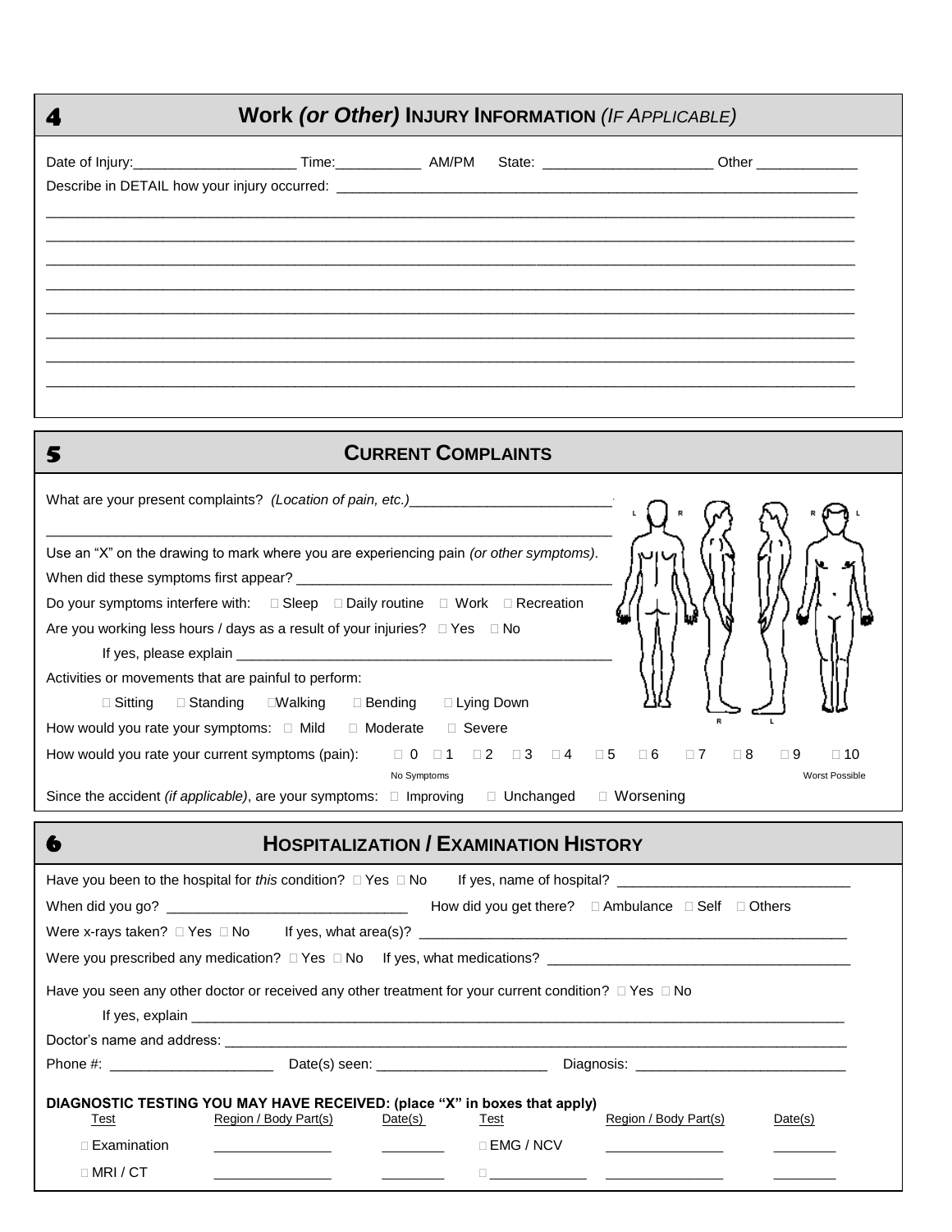## 4 Work *(or Other)* Injury Information *(If Applicable)*

Date of Injury:____________________ Time:__________ AM/PM State: ____________________ Other ____________

Describe in DETAIL how your injury occurred: ____________________________________________________________

______________________________________________________________________________________________

______________________________________________________________________________________________

______________________________________________________________________________________________

______________________________________________________________________________________________

______________________________________________________________________________________________

______________________________________________________________________________________________

______________________________________________________________________________________________

______________________________________________________________________________________________

## 5 Current Complaints

What are your present complaints? *(Location of pain, etc.)*_________________________

____________________________________________________________________

Use an "X" on the drawing to mark where you are experiencing pain *(or other symptoms)*.

When did these symptoms first appear? ___________________________________

Do your symptoms interfere with: □ Sleep □ Daily routine □ Work □ Recreation

Are you working less hours / days as a result of your injuries? □ Yes □ No

If yes, please explain ______________________________________________

Activities or movements that are painful to perform:

□ Sitting □ Standing □ Walking □ Bending □ Lying Down

How would you rate your symptoms: □ Mild □ Moderate □ Severe

How would you rate your current symptoms (pain): □ 0 □ 1 □ 2 □ 3 □ 4 □ 5 □ 6 □ 7 □ 8 □ 9 □ 10

No Symptoms — Worst Possible

Since the accident *(if applicable)*, are your symptoms: □ Improving □ Unchanged □ Worsening

## 6 Hospitalization / Examination History

Have you been to the hospital for *this* condition? □ Yes □ No If yes, name of hospital? ___________________________

When did you go? ____________________________ How did you get there? □ Ambulance □ Self □ Others

Were x-rays taken? □ Yes □ No If yes, what area(s)? ____________________________________________________

Were you prescribed any medication? □ Yes □ No If yes, what medications? ____________________________________

Have you seen any other doctor or received any other treatment for your current condition? □ Yes □ No

If yes, explain ______________________________________________________________________________

Doctor's name and address: ______________________________________________________________________

Phone #: ___________________ Date(s) seen: ____________________ Diagnosis: _________________________

**DIAGNOSTIC TESTING YOU MAY HAVE RECEIVED: (place "X" in boxes that apply)**

| Test | Region / Body Part(s) | Date(s) | Test | Region / Body Part(s) | Date(s) |
|---|---|---|---|---|---|
| □ Examination | ______________ | ________ | □ EMG / NCV | ______________ | ________ |
| □ MRI / CT | ______________ | ________ | □ ____________ | ______________ | ________ |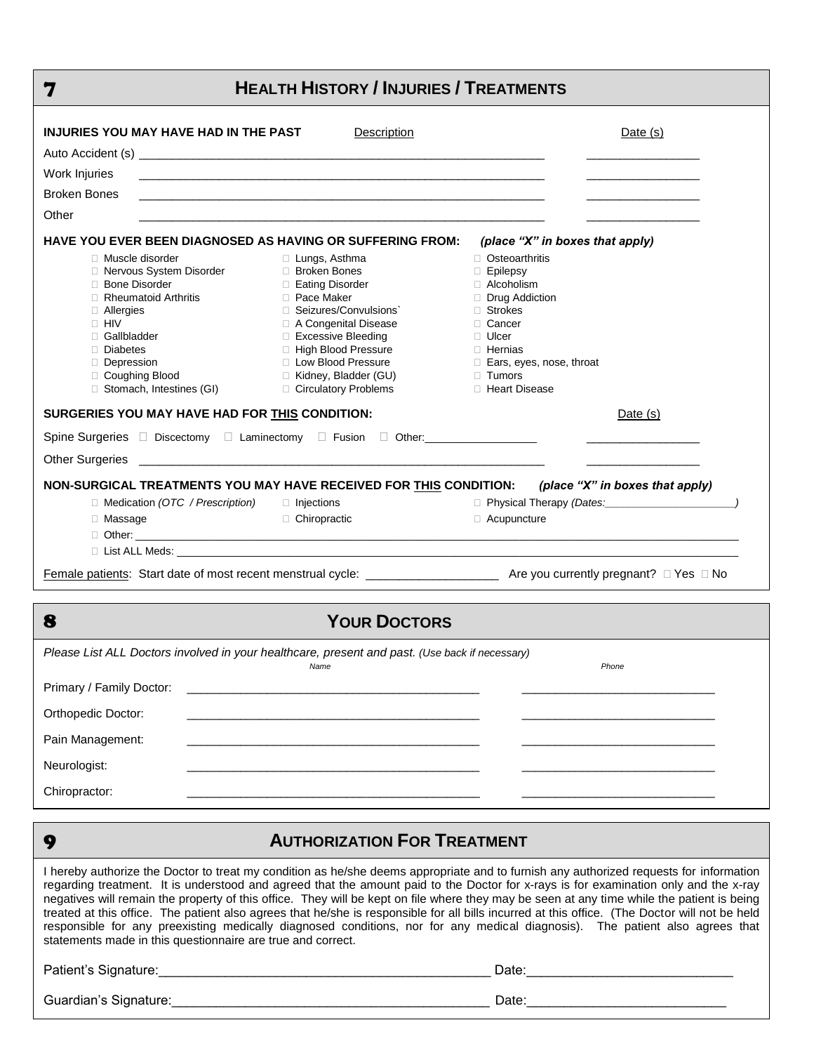## 7 HEALTH HISTORY / INJURIES / TREATMENTS

**INJURIES YOU MAY HAVE HAD IN THE PAST** Description Date (s)

Auto Accident (s) ______________________________________________ ______________

Work Injuries ______________________________________________ ______________

Broken Bones ______________________________________________ ______________

Other ______________________________________________ ______________

**HAVE YOU EVER BEEN DIAGNOSED AS HAVING OR SUFFERING FROM:** ***(place "X" in boxes that apply)***

| | | |
|---|---|---|
| □ Muscle disorder | □ Lungs, Asthma | □ Osteoarthritis |
| □ Nervous System Disorder | □ Broken Bones | □ Epilepsy |
| □ Bone Disorder | □ Eating Disorder | □ Alcoholism |
| □ Rheumatoid Arthritis | □ Pace Maker | □ Drug Addiction |
| □ Allergies | □ Seizures/Convulsions` | □ Strokes |
| □ HIV | □ A Congenital Disease | □ Cancer |
| □ Gallbladder | □ Excessive Bleeding | □ Ulcer |
| □ Diabetes | □ High Blood Pressure | □ Hernias |
| □ Depression | □ Low Blood Pressure | □ Ears, eyes, nose, throat |
| □ Coughing Blood | □ Kidney, Bladder (GU) | □ Tumors |
| □ Stomach, Intestines (GI) | □ Circulatory Problems | □ Heart Disease |

**SURGERIES YOU MAY HAVE HAD FOR THIS CONDITION:** Date (s)

Spine Surgeries □ Discectomy □ Laminectomy □ Fusion □ Other:______________ ______________

Other Surgeries ______________________________________________ ______________

**NON-SURGICAL TREATMENTS YOU MAY HAVE RECEIVED FOR THIS CONDITION:** ***(place "X" in boxes that apply)***

□ Medication *(OTC / Prescription)* □ Injections □ Physical Therapy *(Dates:____________________)*

□ Massage □ Chiropractic □ Acupuncture

□ Other: ______________________________________________

□ List ALL Meds: ______________________________________________

Female patients: Start date of most recent menstrual cycle: ______________ Are you currently pregnant? □ Yes □ No

## 8 YOUR DOCTORS

*Please List ALL Doctors involved in your healthcare, present and past. (Use back if necessary)*

| | *Name* | *Phone* |
|---|---|---|
| Primary / Family Doctor: | ______________________ | ______________________ |
| Orthopedic Doctor: | ______________________ | ______________________ |
| Pain Management: | ______________________ | ______________________ |
| Neurologist: | ______________________ | ______________________ |
| Chiropractor: | ______________________ | ______________________ |

## 9 AUTHORIZATION FOR TREATMENT

I hereby authorize the Doctor to treat my condition as he/she deems appropriate and to furnish any authorized requests for information regarding treatment. It is understood and agreed that the amount paid to the Doctor for x-rays is for examination only and the x-ray negatives will remain the property of this office. They will be kept on file where they may be seen at any time while the patient is being treated at this office. The patient also agrees that he/she is responsible for all bills incurred at this office. (The Doctor will not be held responsible for any preexisting medically diagnosed conditions, nor for any medical diagnosis). The patient also agrees that statements made in this questionnaire are true and correct.

Patient's Signature:______________________________ Date:______________________

Guardian's Signature:______________________________ Date:______________________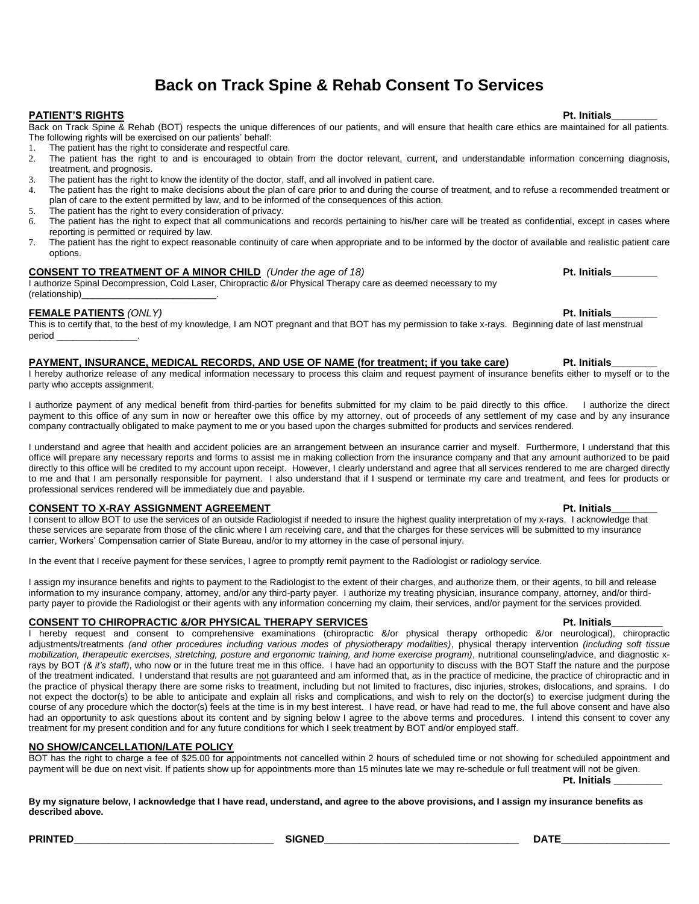# Back on Track Spine & Rehab Consent To Services

**PATIENT'S RIGHTS** **Pt. Initials________**

Back on Track Spine & Rehab (BOT) respects the unique differences of our patients, and will ensure that health care ethics are maintained for all patients. The following rights will be exercised on our patients' behalf:

1. The patient has the right to considerate and respectful care.
2. The patient has the right to and is encouraged to obtain from the doctor relevant, current, and understandable information concerning diagnosis, treatment, and prognosis.
3. The patient has the right to know the identity of the doctor, staff, and all involved in patient care.
4. The patient has the right to make decisions about the plan of care prior to and during the course of treatment, and to refuse a recommended treatment or plan of care to the extent permitted by law, and to be informed of the consequences of this action.
5. The patient has the right to every consideration of privacy.
6. The patient has the right to expect that all communications and records pertaining to his/her care will be treated as confidential, except in cases where reporting is permitted or required by law.
7. The patient has the right to expect reasonable continuity of care when appropriate and to be informed by the doctor of available and realistic patient care options.

**CONSENT TO TREATMENT OF A MINOR CHILD** *(Under the age of 18)* **Pt. Initials________**

I authorize Spinal Decompression, Cold Laser, Chiropractic &/or Physical Therapy care as deemed necessary to my (relationship)__________________________.

**FEMALE PATIENTS** *(ONLY)* **Pt. Initials________**

This is to certify that, to the best of my knowledge, I am NOT pregnant and that BOT has my permission to take x-rays. Beginning date of last menstrual period _______________.

**PAYMENT, INSURANCE, MEDICAL RECORDS, AND USE OF NAME (for treatment; if you take care)** **Pt. Initials________**

I hereby authorize release of any medical information necessary to process this claim and request payment of insurance benefits either to myself or to the party who accepts assignment.

I authorize payment of any medical benefit from third-parties for benefits submitted for my claim to be paid directly to this office. I authorize the direct payment to this office of any sum in now or hereafter owe this office by my attorney, out of proceeds of any settlement of my case and by any insurance company contractually obligated to make payment to me or you based upon the charges submitted for products and services rendered.

I understand and agree that health and accident policies are an arrangement between an insurance carrier and myself. Furthermore, I understand that this office will prepare any necessary reports and forms to assist me in making collection from the insurance company and that any amount authorized to be paid directly to this office will be credited to my account upon receipt. However, I clearly understand and agree that all services rendered to me are charged directly to me and that I am personally responsible for payment. I also understand that if I suspend or terminate my care and treatment, and fees for products or professional services rendered will be immediately due and payable.

**CONSENT TO X-RAY ASSIGNMENT AGREEMENT** **Pt. Initials________**

I consent to allow BOT to use the services of an outside Radiologist if needed to insure the highest quality interpretation of my x-rays. I acknowledge that these services are separate from those of the clinic where I am receiving care, and that the charges for these services will be submitted to my insurance carrier, Workers' Compensation carrier of State Bureau, and/or to my attorney in the case of personal injury.

In the event that I receive payment for these services, I agree to promptly remit payment to the Radiologist or radiology service.

I assign my insurance benefits and rights to payment to the Radiologist to the extent of their charges, and authorize them, or their agents, to bill and release information to my insurance company, attorney, and/or any third-party payer. I authorize my treating physician, insurance company, attorney, and/or third-party payer to provide the Radiologist or their agents with any information concerning my claim, their services, and/or payment for the services provided.

**CONSENT TO CHIROPRACTIC &/OR PHYSICAL THERAPY SERVICES** **Pt. Initials_________**

I hereby request and consent to comprehensive examinations (chiropractic &/or physical therapy orthopedic &/or neurological), chiropractic adjustments/treatments *(and other procedures including various modes of physiotherapy modalities)*, physical therapy intervention *(including soft tissue mobilization, therapeutic exercises, stretching, posture and ergonomic training, and home exercise program)*, nutritional counseling/advice, and diagnostic x-rays by BOT *(& it's staff)*, who now or in the future treat me in this office. I have had an opportunity to discuss with the BOT Staff the nature and the purpose of the treatment indicated. I understand that results are <u>not</u> guaranteed and am informed that, as in the practice of medicine, the practice of chiropractic and in the practice of physical therapy there are some risks to treatment, including but not limited to fractures, disc injuries, strokes, dislocations, and sprains. I do not expect the doctor(s) to be able to anticipate and explain all risks and complications, and wish to rely on the doctor(s) to exercise judgment during the course of any procedure which the doctor(s) feels at the time is in my best interest. I have read, or have had read to me, the full above consent and have also had an opportunity to ask questions about its content and by signing below I agree to the above terms and procedures. I intend this consent to cover any treatment for my present condition and for any future conditions for which I seek treatment by BOT and/or employed staff.

**NO SHOW/CANCELLATION/LATE POLICY**

BOT has the right to charge a fee of $25.00 for appointments not cancelled within 2 hours of scheduled time or not showing for scheduled appointment and payment will be due on next visit. If patients show up for appointments more than 15 minutes late we may re-schedule or full treatment will not be given.

**Pt. Initials _________**

**By my signature below, I acknowledge that I have read, understand, and agree to the above provisions, and I assign my insurance benefits as described above.**

**PRINTED**___________________________________ **SIGNED**__________________________________ **DATE**___________________